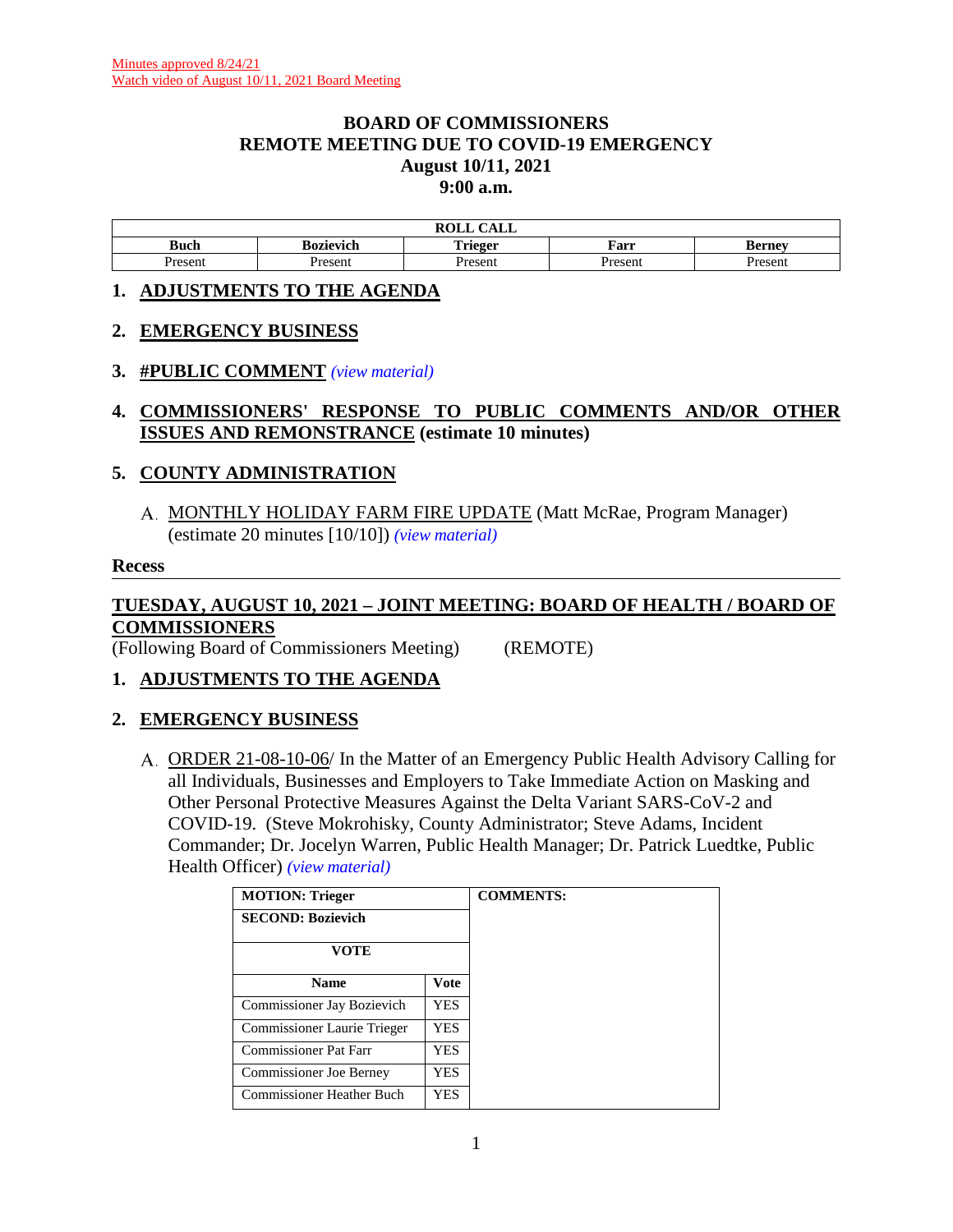Minutes approved 8/24/21
Watch video of August 10/11, 2021 Board Meeting

# BOARD OF COMMISSIONERS
## REMOTE MEETING DUE TO COVID-19 EMERGENCY
## August 10/11, 2021
## 9:00 a.m.

| ROLL CALL | | | | |
|---|---|---|---|---|
| **Buch** | **Bozievich** | **Trieger** | **Farr** | **Berney** |
| Present | Present | Present | Present | Present |

## 1. ADJUSTMENTS TO THE AGENDA

## 2. EMERGENCY BUSINESS

## 3. #PUBLIC COMMENT *(view material)*

## 4. COMMISSIONERS' RESPONSE TO PUBLIC COMMENTS AND/OR OTHER ISSUES AND REMONSTRANCE (estimate 10 minutes)

## 5. COUNTY ADMINISTRATION

A. MONTHLY HOLIDAY FARM FIRE UPDATE (Matt McRae, Program Manager) (estimate 20 minutes [10/10]) *(view material)*

**Recess**

---

## TUESDAY, AUGUST 10, 2021 – JOINT MEETING: BOARD OF HEALTH / BOARD OF COMMISSIONERS

(Following Board of Commissioners Meeting) (REMOTE)

## 1. ADJUSTMENTS TO THE AGENDA

## 2. EMERGENCY BUSINESS

A. ORDER 21-08-10-06/ In the Matter of an Emergency Public Health Advisory Calling for all Individuals, Businesses and Employers to Take Immediate Action on Masking and Other Personal Protective Measures Against the Delta Variant SARS-CoV-2 and COVID-19. (Steve Mokrohisky, County Administrator; Steve Adams, Incident Commander; Dr. Jocelyn Warren, Public Health Manager; Dr. Patrick Luedtke, Public Health Officer) *(view material)*

| **MOTION: Trieger** | | **COMMENTS:** |
|---|---|---|
| **SECOND: Bozievich** | | |
| **VOTE** | | |
| **Name** | **Vote** | |
| Commissioner Jay Bozievich | YES | |
| Commissioner Laurie Trieger | YES | |
| Commissioner Pat Farr | YES | |
| Commissioner Joe Berney | YES | |
| Commissioner Heather Buch | YES | |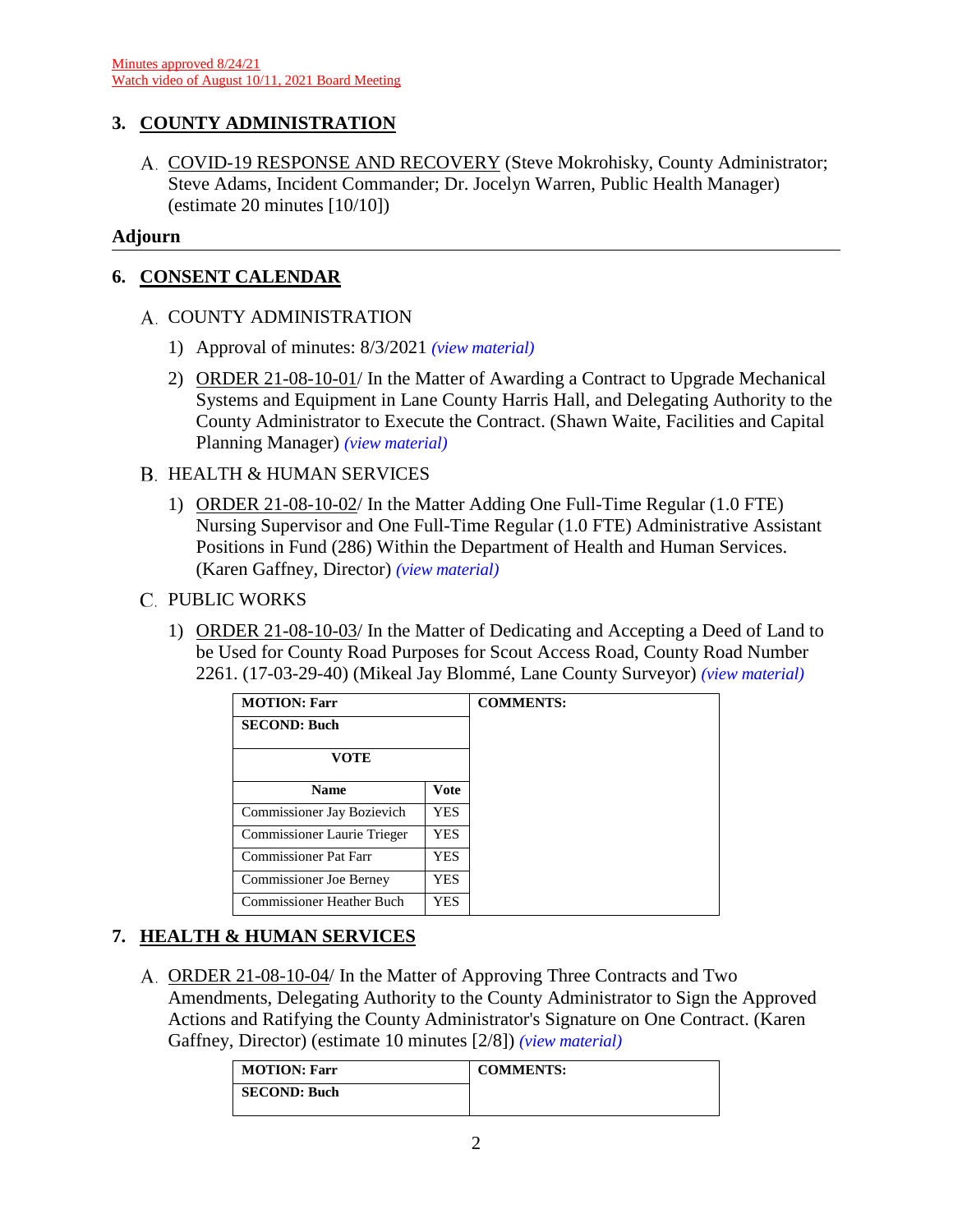Minutes approved 8/24/21
Watch video of August 10/11, 2021 Board Meeting

## 3. COUNTY ADMINISTRATION

A. COVID-19 RESPONSE AND RECOVERY (Steve Mokrohisky, County Administrator; Steve Adams, Incident Commander; Dr. Jocelyn Warren, Public Health Manager) (estimate 20 minutes [10/10])

**Adjourn**

---

## 6. CONSENT CALENDAR

A. COUNTY ADMINISTRATION

1) Approval of minutes: 8/3/2021 *(view material)*

2) ORDER 21-08-10-01/ In the Matter of Awarding a Contract to Upgrade Mechanical Systems and Equipment in Lane County Harris Hall, and Delegating Authority to the County Administrator to Execute the Contract. (Shawn Waite, Facilities and Capital Planning Manager) *(view material)*

B. HEALTH & HUMAN SERVICES

1) ORDER 21-08-10-02/ In the Matter Adding One Full-Time Regular (1.0 FTE) Nursing Supervisor and One Full-Time Regular (1.0 FTE) Administrative Assistant Positions in Fund (286) Within the Department of Health and Human Services. (Karen Gaffney, Director) *(view material)*

C. PUBLIC WORKS

1) ORDER 21-08-10-03/ In the Matter of Dedicating and Accepting a Deed of Land to be Used for County Road Purposes for Scout Access Road, County Road Number 2261. (17-03-29-40) (Mikeal Jay Blommé, Lane County Surveyor) *(view material)*

| **MOTION: Farr** | | **COMMENTS:** |
|---|---|---|
| **SECOND: Buch** | | |
| **VOTE** | | |
| **Name** | **Vote** | |
| Commissioner Jay Bozievich | YES | |
| Commissioner Laurie Trieger | YES | |
| Commissioner Pat Farr | YES | |
| Commissioner Joe Berney | YES | |
| Commissioner Heather Buch | YES | |

## 7. HEALTH & HUMAN SERVICES

A. ORDER 21-08-10-04/ In the Matter of Approving Three Contracts and Two Amendments, Delegating Authority to the County Administrator to Sign the Approved Actions and Ratifying the County Administrator's Signature on One Contract. (Karen Gaffney, Director) (estimate 10 minutes [2/8]) *(view material)*

| **MOTION: Farr** | **COMMENTS:** |
|---|---|
| **SECOND: Buch** | |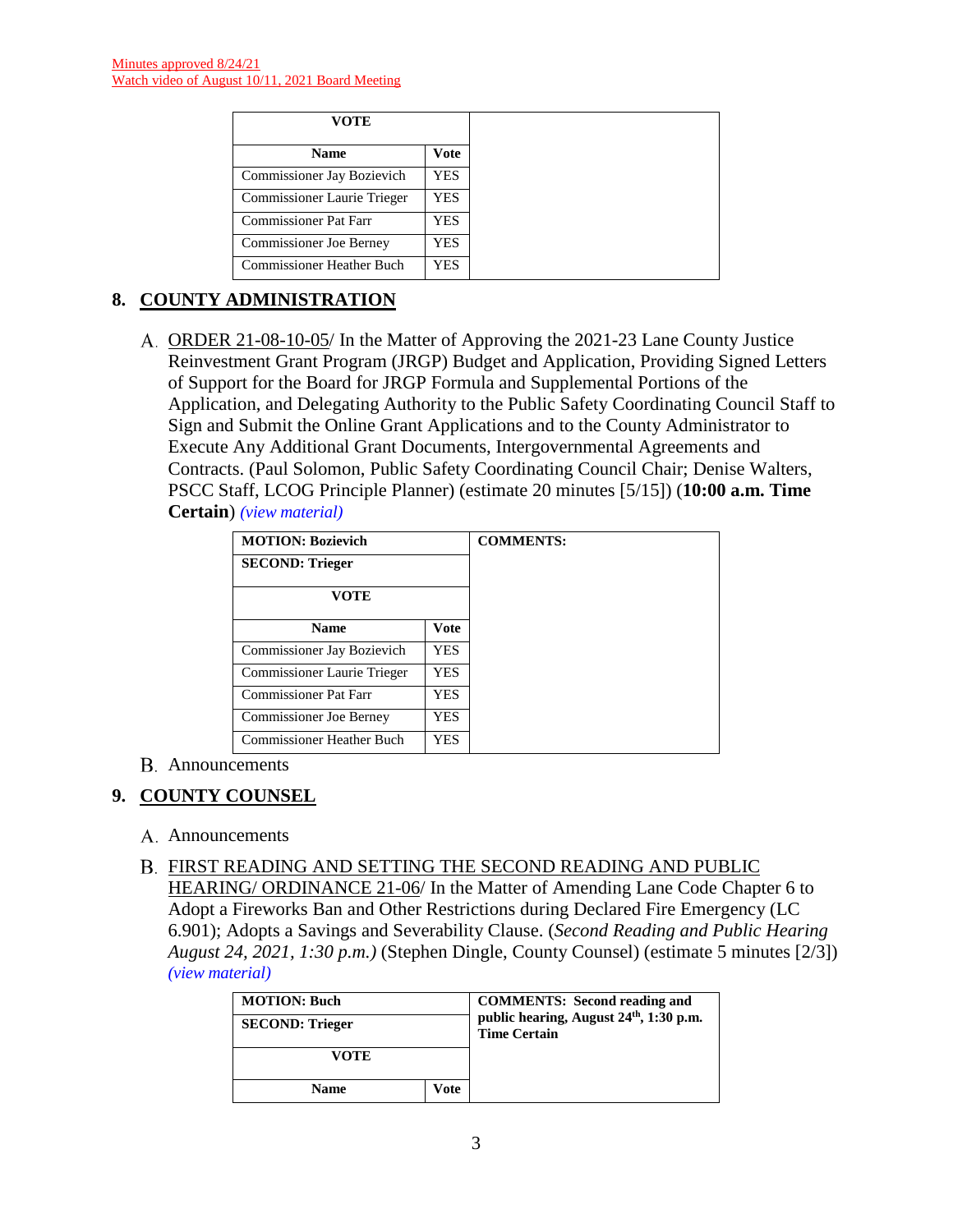Minutes approved 8/24/21
Watch video of August 10/11, 2021 Board Meeting

| VOTE | | |
|---|---|---|
| **Name** | **Vote** | |
| Commissioner Jay Bozievich | YES | |
| Commissioner Laurie Trieger | YES | |
| Commissioner Pat Farr | YES | |
| Commissioner Joe Berney | YES | |
| Commissioner Heather Buch | YES | |

## 8. COUNTY ADMINISTRATION

A. ORDER 21-08-10-05/ In the Matter of Approving the 2021-23 Lane County Justice Reinvestment Grant Program (JRGP) Budget and Application, Providing Signed Letters of Support for the Board for JRGP Formula and Supplemental Portions of the Application, and Delegating Authority to the Public Safety Coordinating Council Staff to Sign and Submit the Online Grant Applications and to the County Administrator to Execute Any Additional Grant Documents, Intergovernmental Agreements and Contracts. (Paul Solomon, Public Safety Coordinating Council Chair; Denise Walters, PSCC Staff, LCOG Principle Planner) (estimate 20 minutes [5/15]) (**10:00 a.m. Time Certain**) *(view material)*

| **MOTION: Bozievich** | | **COMMENTS:** |
|---|---|---|
| **SECOND: Trieger** | | |
| **VOTE** | | |
| **Name** | **Vote** | |
| Commissioner Jay Bozievich | YES | |
| Commissioner Laurie Trieger | YES | |
| Commissioner Pat Farr | YES | |
| Commissioner Joe Berney | YES | |
| Commissioner Heather Buch | YES | |

B. Announcements

## 9. COUNTY COUNSEL

A. Announcements

B. FIRST READING AND SETTING THE SECOND READING AND PUBLIC HEARING/ ORDINANCE 21-06/ In the Matter of Amending Lane Code Chapter 6 to Adopt a Fireworks Ban and Other Restrictions during Declared Fire Emergency (LC 6.901); Adopts a Savings and Severability Clause. (*Second Reading and Public Hearing August 24, 2021, 1:30 p.m.)* (Stephen Dingle, County Counsel) (estimate 5 minutes [2/3]) *(view material)*

| **MOTION: Buch** | | **COMMENTS: Second reading and public hearing, August 24th, 1:30 p.m. Time Certain** |
|---|---|---|
| **SECOND: Trieger** | | |
| **VOTE** | | |
| **Name** | **Vote** | |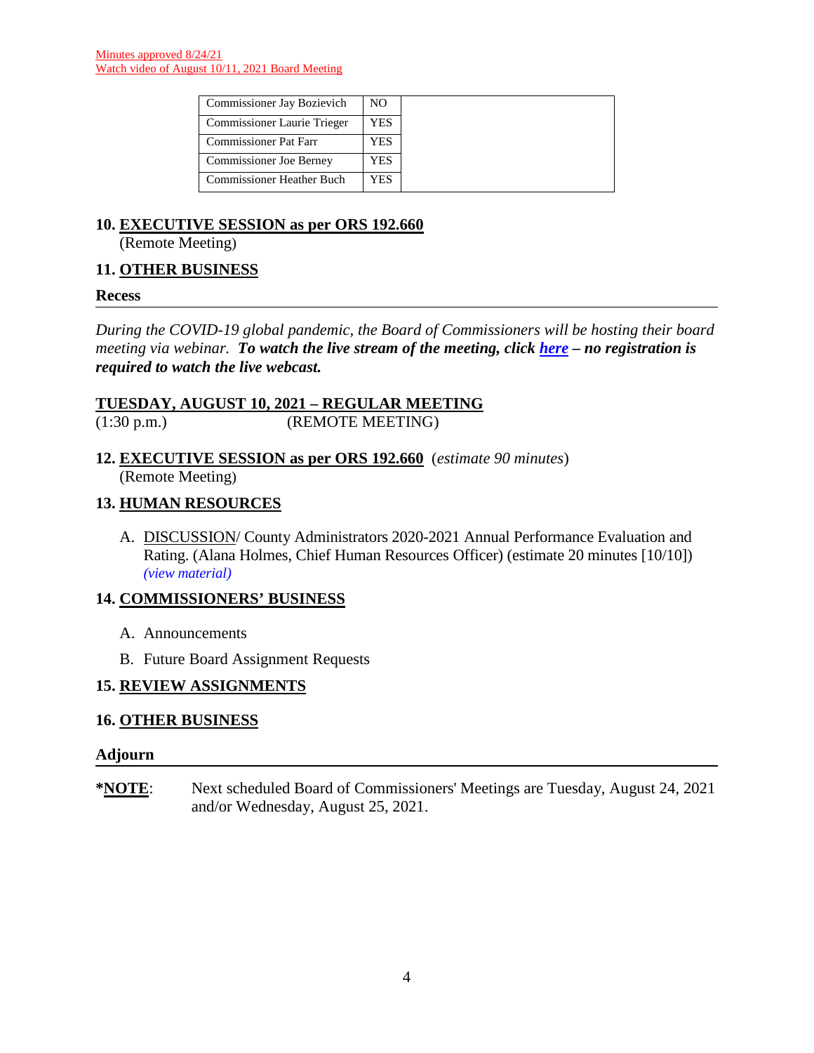Minutes approved 8/24/21
Watch video of August 10/11, 2021 Board Meeting

| | | |
|---|---|---|
| Commissioner Jay Bozievich | NO | |
| Commissioner Laurie Trieger | YES | |
| Commissioner Pat Farr | YES | |
| Commissioner Joe Berney | YES | |
| Commissioner Heather Buch | YES | |

### 10. EXECUTIVE SESSION as per ORS 192.660

(Remote Meeting)

### 11. OTHER BUSINESS

**Recess**

---

*During the COVID-19 global pandemic, the Board of Commissioners will be hosting their board meeting via webinar.* ***To watch the live stream of the meeting, click here – no registration is required to watch the live webcast.***

**TUESDAY, AUGUST 10, 2021 – REGULAR MEETING**
(1:30 p.m.) (REMOTE MEETING)

### 12. EXECUTIVE SESSION as per ORS 192.660 (*estimate 90 minutes*)

(Remote Meeting)

### 13. HUMAN RESOURCES

A. DISCUSSION/ County Administrators 2020-2021 Annual Performance Evaluation and Rating. (Alana Holmes, Chief Human Resources Officer) (estimate 20 minutes [10/10]) *(view material)*

### 14. COMMISSIONERS' BUSINESS

A. Announcements

B. Future Board Assignment Requests

### 15. REVIEW ASSIGNMENTS

### 16. OTHER BUSINESS

**Adjourn**

---

***NOTE**: Next scheduled Board of Commissioners' Meetings are Tuesday, August 24, 2021 and/or Wednesday, August 25, 2021.